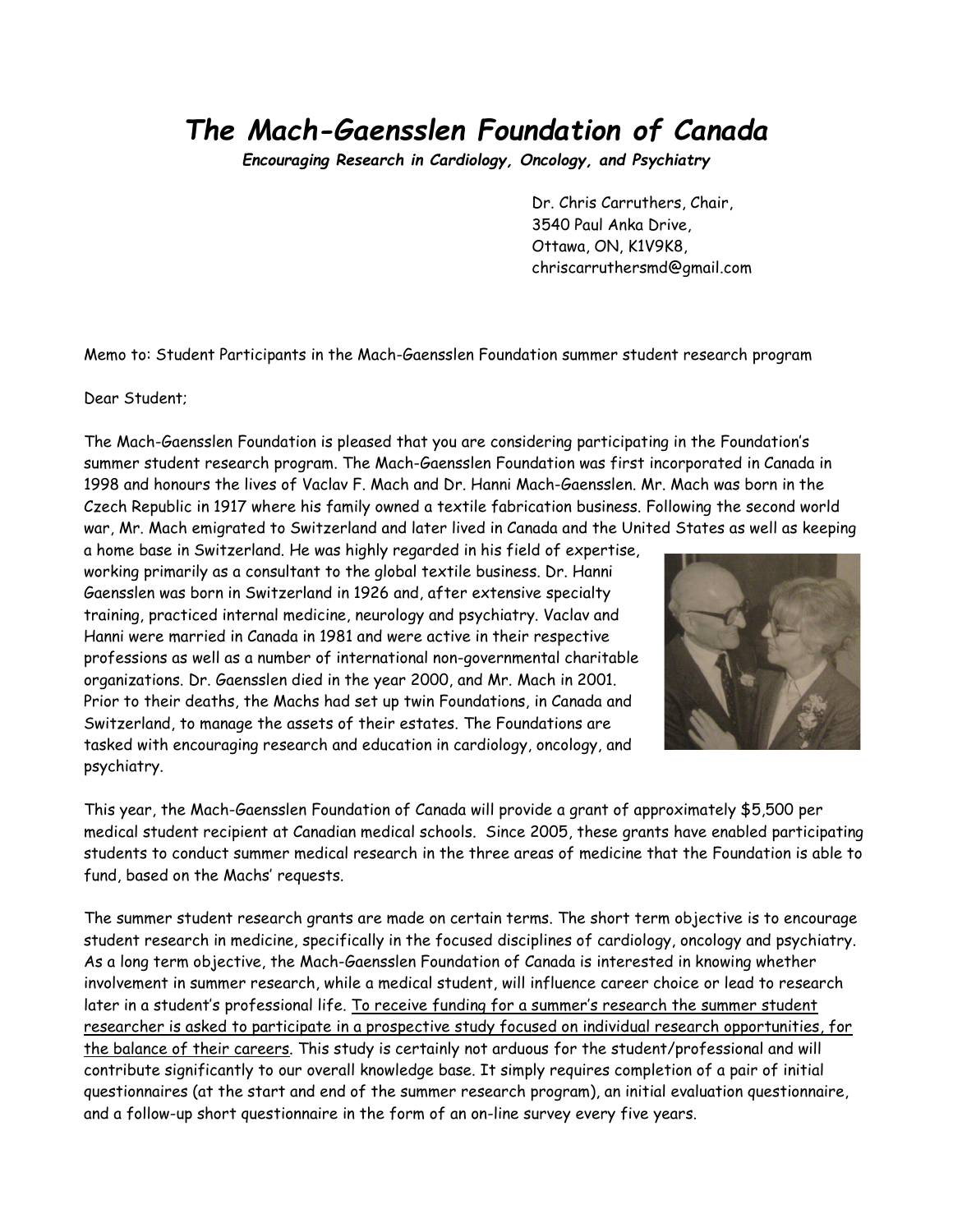# *The Mach-Gaensslen Foundation of Canada*

***Encouraging Research in Cardiology, Oncology, and Psychiatry***

Dr. Chris Carruthers, Chair,
3540 Paul Anka Drive,
Ottawa, ON, K1V9K8,
chriscarruthersmd@gmail.com

Memo to: Student Participants in the Mach-Gaensslen Foundation summer student research program

Dear Student;

The Mach-Gaensslen Foundation is pleased that you are considering participating in the Foundation's summer student research program. The Mach-Gaensslen Foundation was first incorporated in Canada in 1998 and honours the lives of Vaclav F. Mach and Dr. Hanni Mach-Gaensslen. Mr. Mach was born in the Czech Republic in 1917 where his family owned a textile fabrication business. Following the second world war, Mr. Mach emigrated to Switzerland and later lived in Canada and the United States as well as keeping a home base in Switzerland. He was highly regarded in his field of expertise, working primarily as a consultant to the global textile business. Dr. Hanni Gaensslen was born in Switzerland in 1926 and, after extensive specialty training, practiced internal medicine, neurology and psychiatry. Vaclav and Hanni were married in Canada in 1981 and were active in their respective professions as well as a number of international non-governmental charitable organizations. Dr. Gaensslen died in the year 2000, and Mr. Mach in 2001. Prior to their deaths, the Machs had set up twin Foundations, in Canada and Switzerland, to manage the assets of their estates. The Foundations are tasked with encouraging research and education in cardiology, oncology, and psychiatry.

This year, the Mach-Gaensslen Foundation of Canada will provide a grant of approximately $5,500 per medical student recipient at Canadian medical schools. Since 2005, these grants have enabled participating students to conduct summer medical research in the three areas of medicine that the Foundation is able to fund, based on the Machs' requests.

The summer student research grants are made on certain terms. The short term objective is to encourage student research in medicine, specifically in the focused disciplines of cardiology, oncology and psychiatry. As a long term objective, the Mach-Gaensslen Foundation of Canada is interested in knowing whether involvement in summer research, while a medical student, will influence career choice or lead to research later in a student's professional life. <u>To receive funding for a summer's research the summer student researcher is asked to participate in a prospective study focused on individual research opportunities, for the balance of their careers</u>. This study is certainly not arduous for the student/professional and will contribute significantly to our overall knowledge base. It simply requires completion of a pair of initial questionnaires (at the start and end of the summer research program), an initial evaluation questionnaire, and a follow-up short questionnaire in the form of an on-line survey every five years.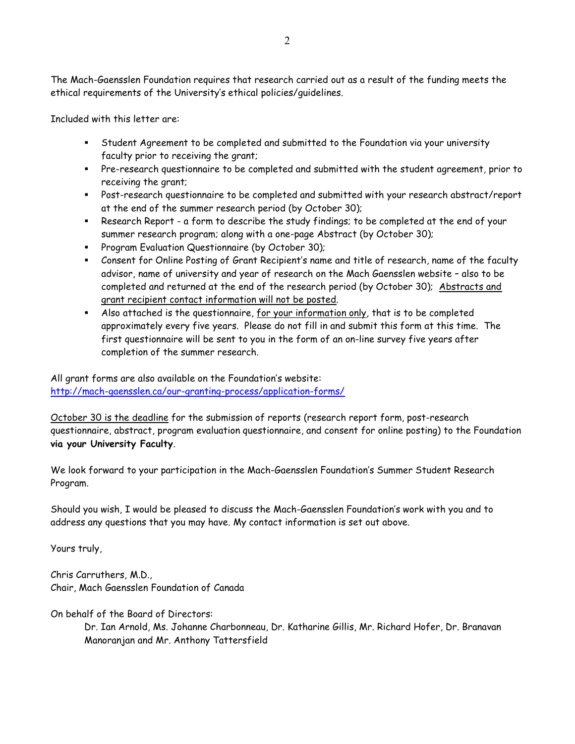The Mach-Gaensslen Foundation requires that research carried out as a result of the funding meets the ethical requirements of the University's ethical policies/guidelines.

Included with this letter are:

- Student Agreement to be completed and submitted to the Foundation via your university faculty prior to receiving the grant;
- Pre-research questionnaire to be completed and submitted with the student agreement, prior to receiving the grant;
- Post-research questionnaire to be completed and submitted with your research abstract/report at the end of the summer research period (by October 30);
- Research Report - a form to describe the study findings; to be completed at the end of your summer research program; along with a one-page Abstract (by October 30);
- Program Evaluation Questionnaire (by October 30);
- Consent for Online Posting of Grant Recipient's name and title of research, name of the faculty advisor, name of university and year of research on the Mach Gaensslen website – also to be completed and returned at the end of the research period (by October 30); Abstracts and grant recipient contact information will not be posted.
- Also attached is the questionnaire, for your information only, that is to be completed approximately every five years. Please do not fill in and submit this form at this time. The first questionnaire will be sent to you in the form of an on-line survey five years after completion of the summer research.

All grant forms are also available on the Foundation's website:
http://mach-gaensslen.ca/our-granting-process/application-forms/

October 30 is the deadline for the submission of reports (research report form, post-research questionnaire, abstract, program evaluation questionnaire, and consent for online posting) to the Foundation **via your University Faculty**.

We look forward to your participation in the Mach-Gaensslen Foundation's Summer Student Research Program.

Should you wish, I would be pleased to discuss the Mach-Gaensslen Foundation's work with you and to address any questions that you may have. My contact information is set out above.

Yours truly,

Chris Carruthers, M.D.,
Chair, Mach Gaensslen Foundation of Canada

On behalf of the Board of Directors:

Dr. Ian Arnold, Ms. Johanne Charbonneau, Dr. Katharine Gillis, Mr. Richard Hofer, Dr. Branavan Manoranjan and Mr. Anthony Tattersfield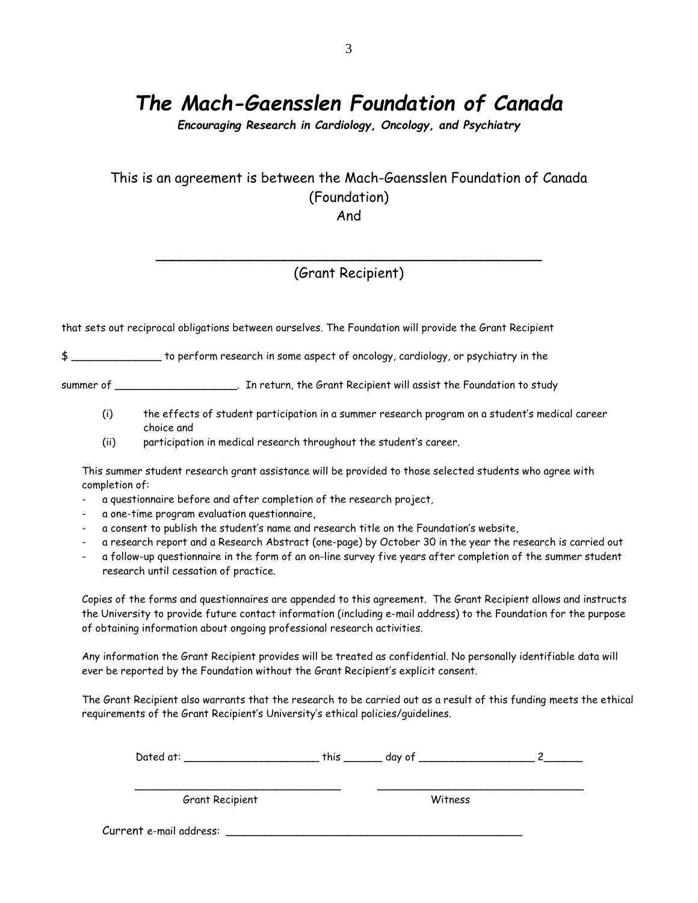# *The Mach-Gaensslen Foundation of Canada*

***Encouraging Research in Cardiology, Oncology, and Psychiatry***

This is an agreement is between the Mach-Gaensslen Foundation of Canada (Foundation)
And

_______________________________________________

(Grant Recipient)

that sets out reciprocal obligations between ourselves. The Foundation will provide the Grant Recipient

$ ______________ to perform research in some aspect of oncology, cardiology, or psychiatry in the

summer of ___________________. In return, the Grant Recipient will assist the Foundation to study

(i) the effects of student participation in a summer research program on a student's medical career choice and

(ii) participation in medical research throughout the student's career.

This summer student research grant assistance will be provided to those selected students who agree with completion of:

- a questionnaire before and after completion of the research project,
- a one-time program evaluation questionnaire,
- a consent to publish the student's name and research title on the Foundation's website,
- a research report and a Research Abstract (one-page) by October 30 in the year the research is carried out
- a follow-up questionnaire in the form of an on-line survey five years after completion of the summer student research until cessation of practice.

Copies of the forms and questionnaires are appended to this agreement. The Grant Recipient allows and instructs the University to provide future contact information (including e-mail address) to the Foundation for the purpose of obtaining information about ongoing professional research activities.

Any information the Grant Recipient provides will be treated as confidential. No personally identifiable data will ever be reported by the Foundation without the Grant Recipient's explicit consent.

The Grant Recipient also warrants that the research to be carried out as a result of this funding meets the ethical requirements of the Grant Recipient's University's ethical policies/guidelines.

Dated at: _____________________ this ______ day of __________________ 2______

_______________________________ _______________________________

Grant Recipient Witness

Current e-mail address: _____________________________________________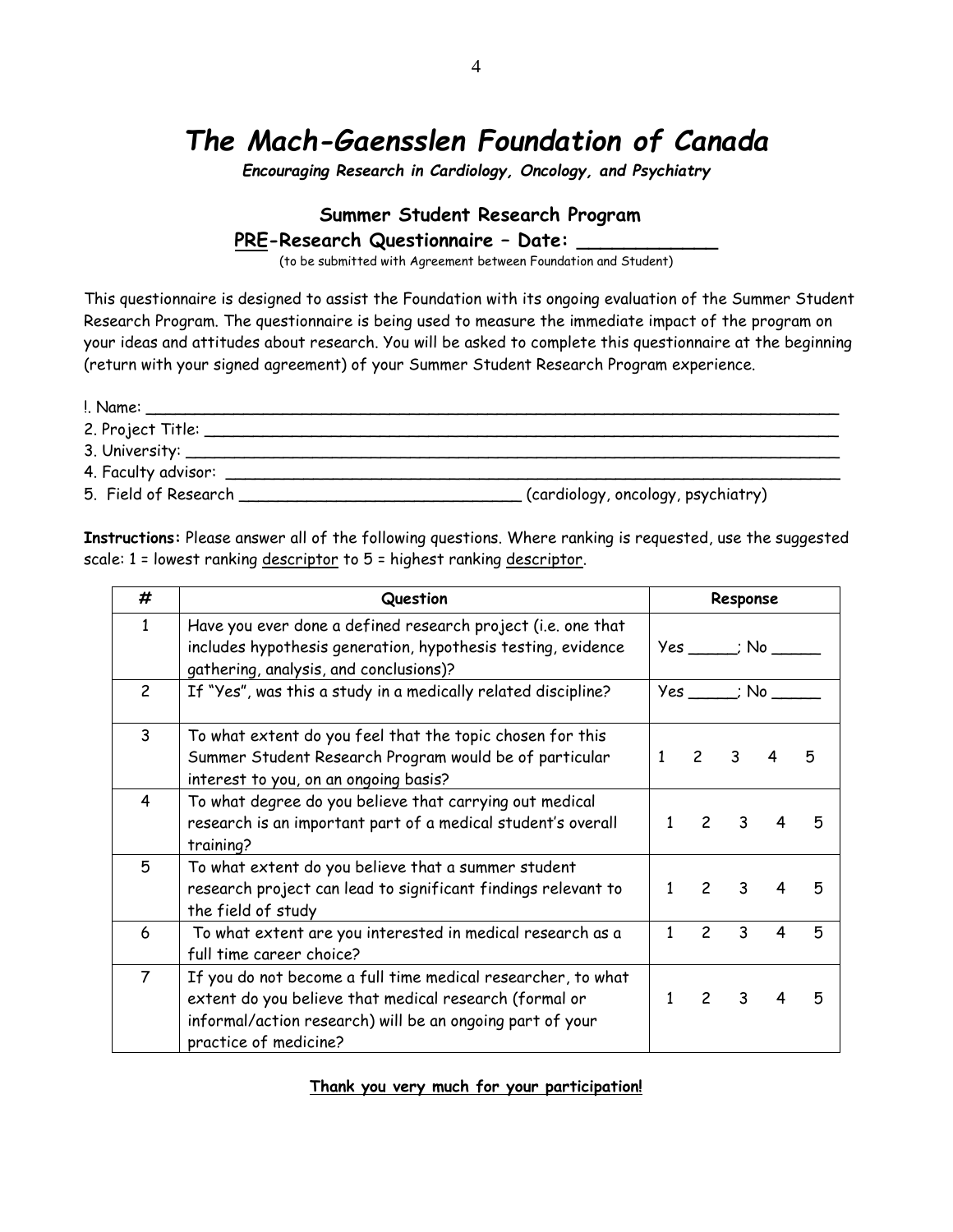# *The Mach-Gaensslen Foundation of Canada*

***Encouraging Research in Cardiology, Oncology, and Psychiatry***

**Summer Student Research Program**

**PRE-Research Questionnaire – Date: ____________**

(to be submitted with Agreement between Foundation and Student)

This questionnaire is designed to assist the Foundation with its ongoing evaluation of the Summer Student Research Program. The questionnaire is being used to measure the immediate impact of the program on your ideas and attitudes about research. You will be asked to complete this questionnaire at the beginning (return with your signed agreement) of your Summer Student Research Program experience.

!. Name: ______________________________________________________________________

2. Project Title: _________________________________________________________________

3. University: ___________________________________________________________________

4. Faculty advisor: _______________________________________________________________

5. Field of Research ____________________________ (cardiology, oncology, psychiatry)

**Instructions:** Please answer all of the following questions. Where ranking is requested, use the suggested scale: 1 = lowest ranking descriptor to 5 = highest ranking descriptor.

| # | Question | Response |
|---|---|---|
| 1 | Have you ever done a defined research project (i.e. one that includes hypothesis generation, hypothesis testing, evidence gathering, analysis, and conclusions)? | Yes _____; No _____ |
| 2 | If "Yes", was this a study in a medically related discipline? | Yes _____; No _____ |
| 3 | To what extent do you feel that the topic chosen for this Summer Student Research Program would be of particular interest to you, on an ongoing basis? | 1 2 3 4 5 |
| 4 | To what degree do you believe that carrying out medical research is an important part of a medical student's overall training? | 1 2 3 4 5 |
| 5 | To what extent do you believe that a summer student research project can lead to significant findings relevant to the field of study | 1 2 3 4 5 |
| 6 | To what extent are you interested in medical research as a full time career choice? | 1 2 3 4 5 |
| 7 | If you do not become a full time medical researcher, to what extent do you believe that medical research (formal or informal/action research) will be an ongoing part of your practice of medicine? | 1 2 3 4 5 |

**Thank you very much for your participation!**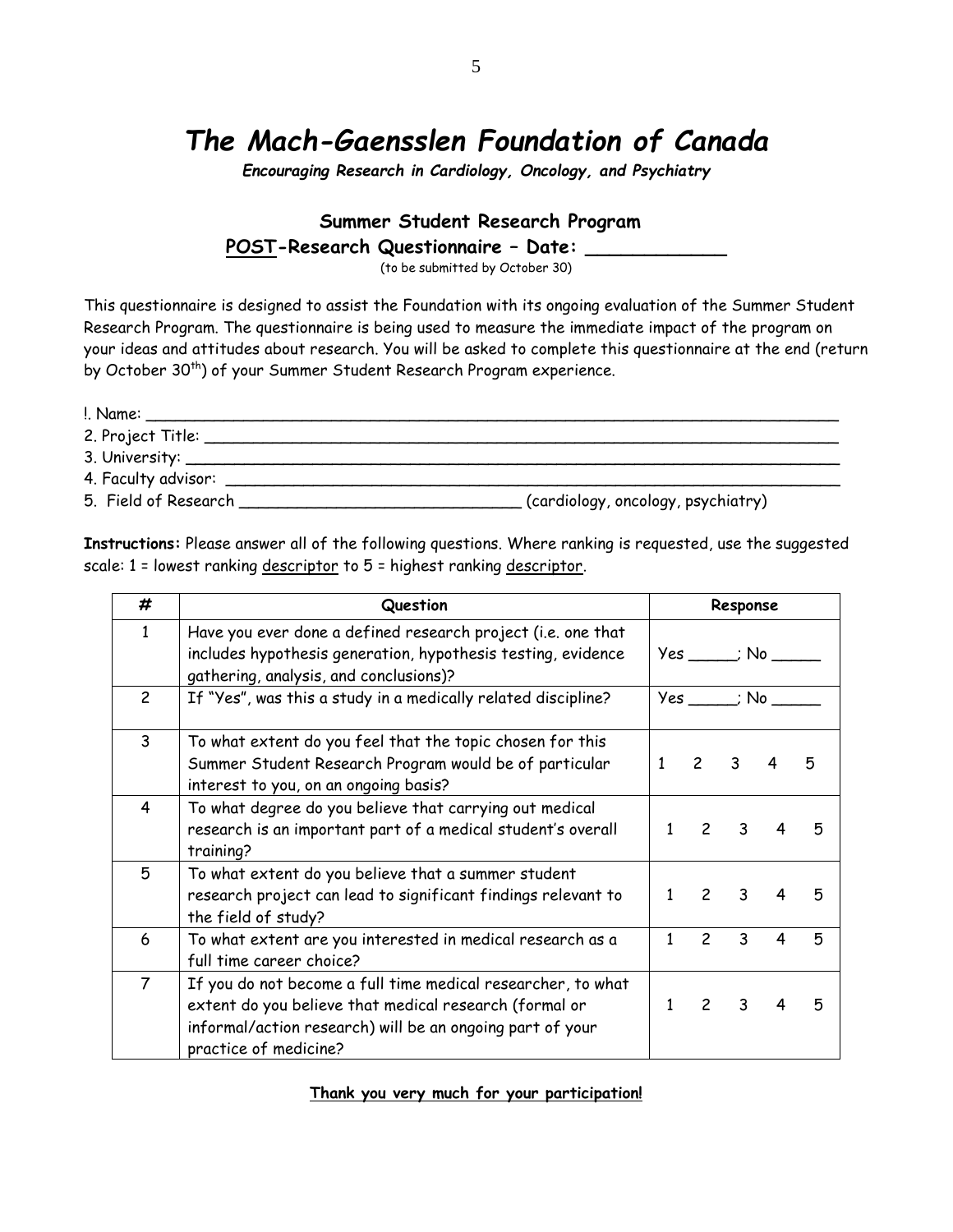# *The Mach-Gaensslen Foundation of Canada*

***Encouraging Research in Cardiology, Oncology, and Psychiatry***

## Summer Student Research Program

**POST-Research Questionnaire – Date: ____________**

(to be submitted by October 30)

This questionnaire is designed to assist the Foundation with its ongoing evaluation of the Summer Student Research Program. The questionnaire is being used to measure the immediate impact of the program on your ideas and attitudes about research. You will be asked to complete this questionnaire at the end (return by October 30th) of your Summer Student Research Program experience.

!. Name: ___________________________________________________________________

2. Project Title: _______________________________________________________________

3. University: _________________________________________________________________

4. Faculty advisor: _____________________________________________________________

5. Field of Research ______________________________ (cardiology, oncology, psychiatry)

**Instructions:** Please answer all of the following questions. Where ranking is requested, use the suggested scale: 1 = lowest ranking descriptor to 5 = highest ranking descriptor.

| # | Question | Response |
|---|---|---|
| 1 | Have you ever done a defined research project (i.e. one that includes hypothesis generation, hypothesis testing, evidence gathering, analysis, and conclusions)? | Yes _____; No _____ |
| 2 | If "Yes", was this a study in a medically related discipline? | Yes _____; No _____ |
| 3 | To what extent do you feel that the topic chosen for this Summer Student Research Program would be of particular interest to you, on an ongoing basis? | 1 2 3 4 5 |
| 4 | To what degree do you believe that carrying out medical research is an important part of a medical student's overall training? | 1 2 3 4 5 |
| 5 | To what extent do you believe that a summer student research project can lead to significant findings relevant to the field of study? | 1 2 3 4 5 |
| 6 | To what extent are you interested in medical research as a full time career choice? | 1 2 3 4 5 |
| 7 | If you do not become a full time medical researcher, to what extent do you believe that medical research (formal or informal/action research) will be an ongoing part of your practice of medicine? | 1 2 3 4 5 |

**Thank you very much for your participation!**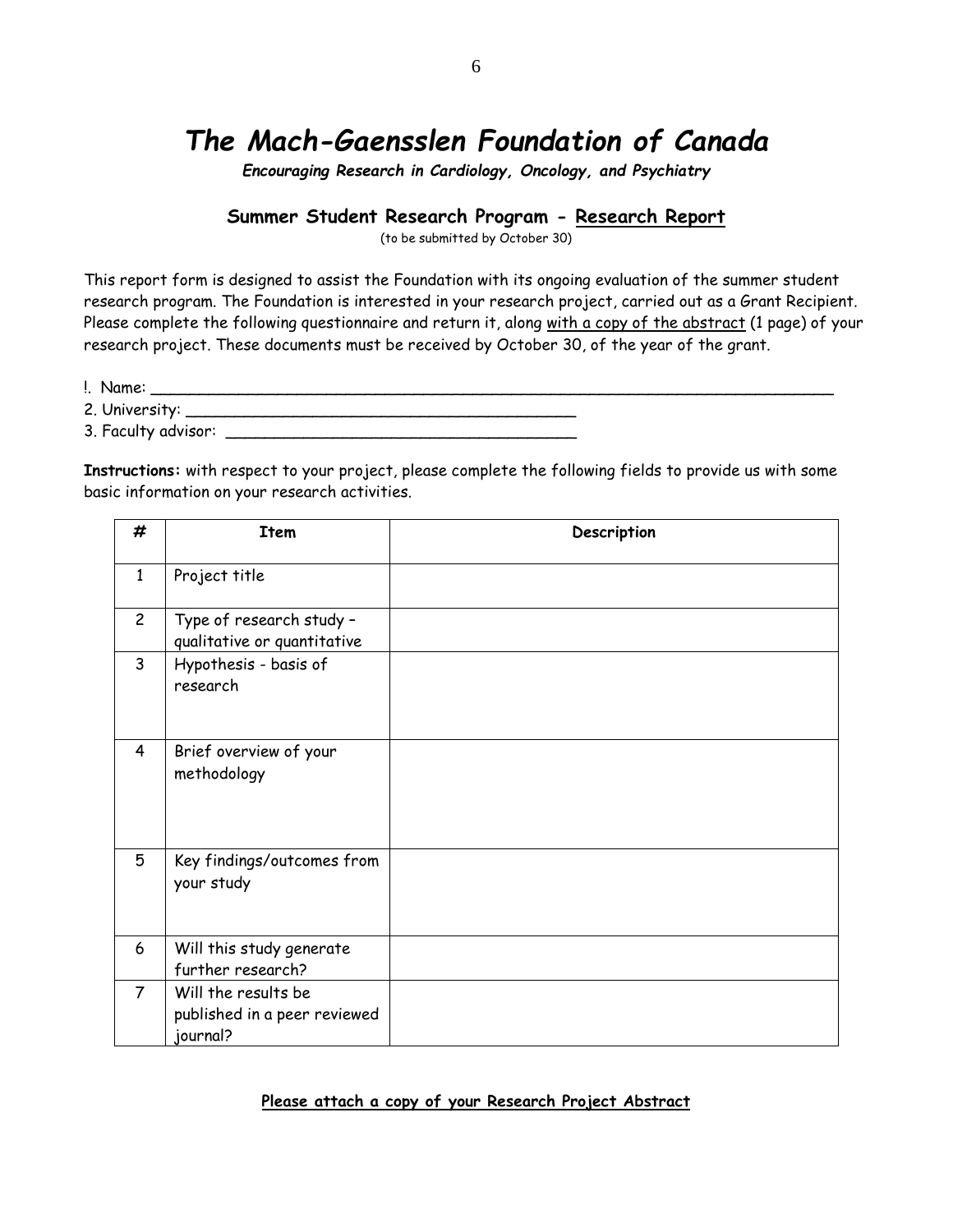# *The Mach-Gaensslen Foundation of Canada*

***Encouraging Research in Cardiology, Oncology, and Psychiatry***

## Summary Student Research Program - Research Report

(to be submitted by October 30)

This report form is designed to assist the Foundation with its ongoing evaluation of the summer student research program. The Foundation is interested in your research project, carried out as a Grant Recipient. Please complete the following questionnaire and return it, along with a copy of the abstract (1 page) of your research project. These documents must be received by October 30, of the year of the grant.

!. Name: ____________________________________________

2. University: ____________________________________________

3. Faculty advisor: ____________________________________________

**Instructions:** with respect to your project, please complete the following fields to provide us with some basic information on your research activities.

| # | Item | Description |
|---|---|---|
| 1 | Project title | |
| 2 | Type of research study – qualitative or quantitative | |
| 3 | Hypothesis - basis of research | |
| 4 | Brief overview of your methodology | |
| 5 | Key findings/outcomes from your study | |
| 6 | Will this study generate further research? | |
| 7 | Will the results be published in a peer reviewed journal? | |

**Please attach a copy of your Research Project Abstract**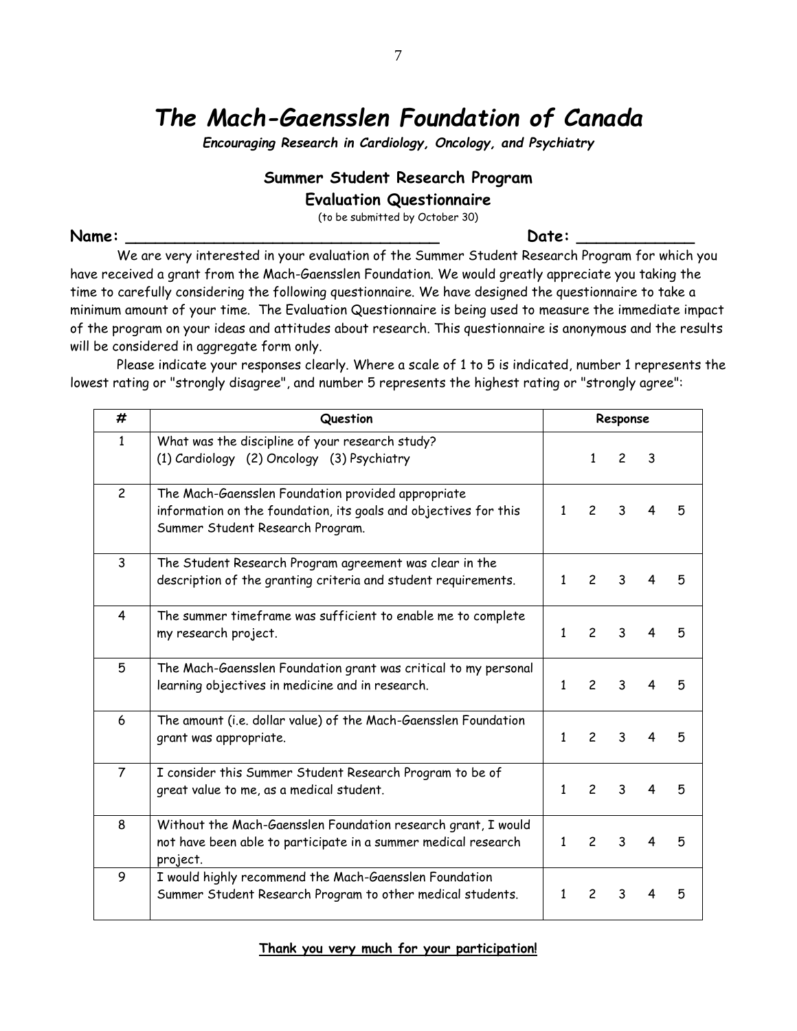# *The Mach-Gaensslen Foundation of Canada*

***Encouraging Research in Cardiology, Oncology, and Psychiatry***

## Summer Student Research Program

## Evaluation Questionnaire

(to be submitted by October 30)

**Name: ___________________________________ Date: _____________**

We are very interested in your evaluation of the Summer Student Research Program for which you have received a grant from the Mach-Gaensslen Foundation. We would greatly appreciate you taking the time to carefully considering the following questionnaire. We have designed the questionnaire to take a minimum amount of your time. The Evaluation Questionnaire is being used to measure the immediate impact of the program on your ideas and attitudes about research. This questionnaire is anonymous and the results will be considered in aggregate form only.

Please indicate your responses clearly. Where a scale of 1 to 5 is indicated, number 1 represents the lowest rating or "strongly disagree", and number 5 represents the highest rating or "strongly agree":

| # | Question | Response |
|---|---|---|
| 1 | What was the discipline of your research study?<br>(1) Cardiology (2) Oncology (3) Psychiatry | 1 2 3 |
| 2 | The Mach-Gaensslen Foundation provided appropriate information on the foundation, its goals and objectives for this Summer Student Research Program. | 1 2 3 4 5 |
| 3 | The Student Research Program agreement was clear in the description of the granting criteria and student requirements. | 1 2 3 4 5 |
| 4 | The summer timeframe was sufficient to enable me to complete my research project. | 1 2 3 4 5 |
| 5 | The Mach-Gaensslen Foundation grant was critical to my personal learning objectives in medicine and in research. | 1 2 3 4 5 |
| 6 | The amount (i.e. dollar value) of the Mach-Gaensslen Foundation grant was appropriate. | 1 2 3 4 5 |
| 7 | I consider this Summer Student Research Program to be of great value to me, as a medical student. | 1 2 3 4 5 |
| 8 | Without the Mach-Gaensslen Foundation research grant, I would not have been able to participate in a summer medical research project. | 1 2 3 4 5 |
| 9 | I would highly recommend the Mach-Gaensslen Foundation Summer Student Research Program to other medical students. | 1 2 3 4 5 |

**Thank you very much for your participation!**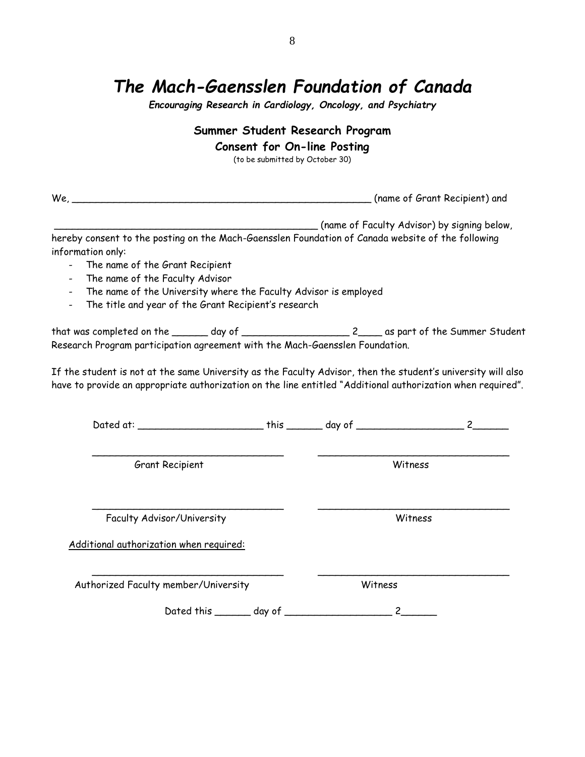# *The Mach-Gaensslen Foundation of Canada*

***Encouraging Research in Cardiology, Oncology, and Psychiatry***

**Summer Student Research Program**

**Consent for On-line Posting**

(to be submitted by October 30)

We, ____________________________________________________ (name of Grant Recipient) and

______________________________________________ (name of Faculty Advisor) by signing below, hereby consent to the posting on the Mach-Gaensslen Foundation of Canada website of the following information only:

- The name of the Grant Recipient
- The name of the Faculty Advisor
- The name of the University where the Faculty Advisor is employed
- The title and year of the Grant Recipient's research

that was completed on the ______ day of __________________ 2____ as part of the Summer Student Research Program participation agreement with the Mach-Gaensslen Foundation.

If the student is not at the same University as the Faculty Advisor, then the student's university will also have to provide an appropriate authorization on the line entitled "Additional authorization when required".

Dated at: _____________________ this ______ day of __________________ 2______

________________________________ Grant Recipient

________________________________ Witness

________________________________ Faculty Advisor/University

________________________________ Witness

Additional authorization when required:

________________________________ Authorized Faculty member/University

________________________________ Witness

Dated this ______ day of __________________ 2______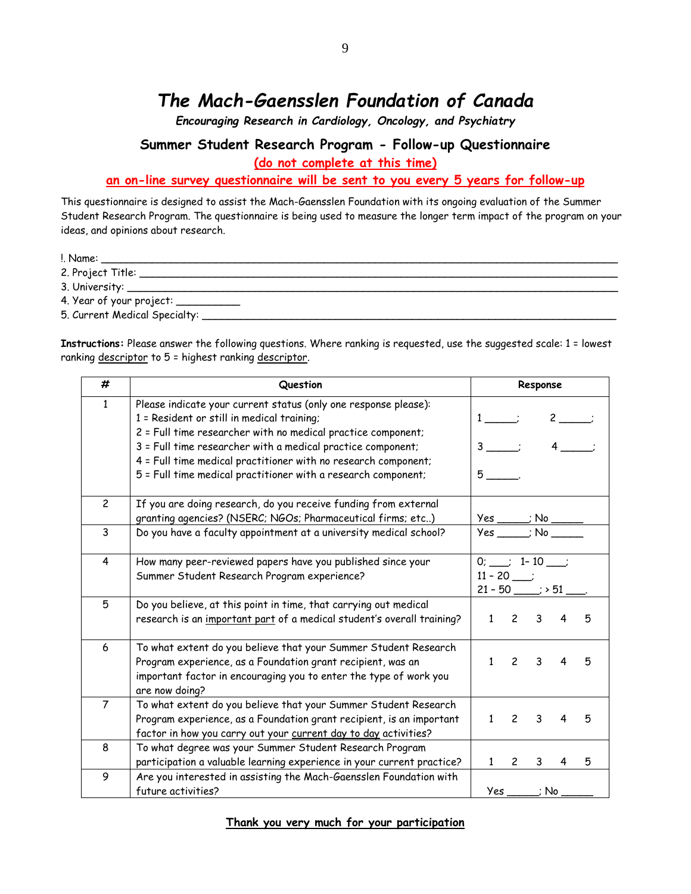# *The Mach-Gaensslen Foundation of Canada*

*Encouraging Research in Cardiology, Oncology, and Psychiatry*

## Summer Student Research Program - Follow-up Questionnaire

**(do not complete at this time)**

**an on-line survey questionnaire will be sent to you every 5 years for follow-up**

This questionnaire is designed to assist the Mach-Gaensslen Foundation with its ongoing evaluation of the Summer Student Research Program. The questionnaire is being used to measure the longer term impact of the program on your ideas, and opinions about research.

!. Name: ____________________________________________

2. Project Title: ____________________________________________

3. University: ____________________________________________

4. Year of your project: __________

5. Current Medical Specialty: ____________________________________________

**Instructions:** Please answer the following questions. Where ranking is requested, use the suggested scale: 1 = lowest ranking descriptor to 5 = highest ranking descriptor.

| # | Question | Response |
|---|---|---|
| 1 | Please indicate your current status (only one response please):<br>1 = Resident or still in medical training;<br>2 = Full time researcher with no medical practice component;<br>3 = Full time researcher with a medical practice component;<br>4 = Full time medical practitioner with no research component;<br>5 = Full time medical practitioner with a research component; | 1 _____; 2 _____;<br>3 _____; 4 _____;<br>5 _____. |
| 2 | If you are doing research, do you receive funding from external granting agencies? (NSERC; NGOs; Pharmaceutical firms; etc..) | Yes _____; No _____ |
| 3 | Do you have a faculty appointment at a university medical school? | Yes _____; No _____ |
| 4 | How many peer-reviewed papers have you published since your Summer Student Research Program experience? | 0; ___; 1- 10 ___;<br>11 - 20 ___;<br>21 - 50 ____; > 51 ___. |
| 5 | Do you believe, at this point in time, that carrying out medical research is an important part of a medical student's overall training? | 1 2 3 4 5 |
| 6 | To what extent do you believe that your Summer Student Research Program experience, as a Foundation grant recipient, was an important factor in encouraging you to enter the type of work you are now doing? | 1 2 3 4 5 |
| 7 | To what extent do you believe that your Summer Student Research Program experience, as a Foundation grant recipient, is an important factor in how you carry out your current day to day activities? | 1 2 3 4 5 |
| 8 | To what degree was your Summer Student Research Program participation a valuable learning experience in your current practice? | 1 2 3 4 5 |
| 9 | Are you interested in assisting the Mach-Gaensslen Foundation with future activities? | Yes _____; No _____ |

**Thank you very much for your participation**